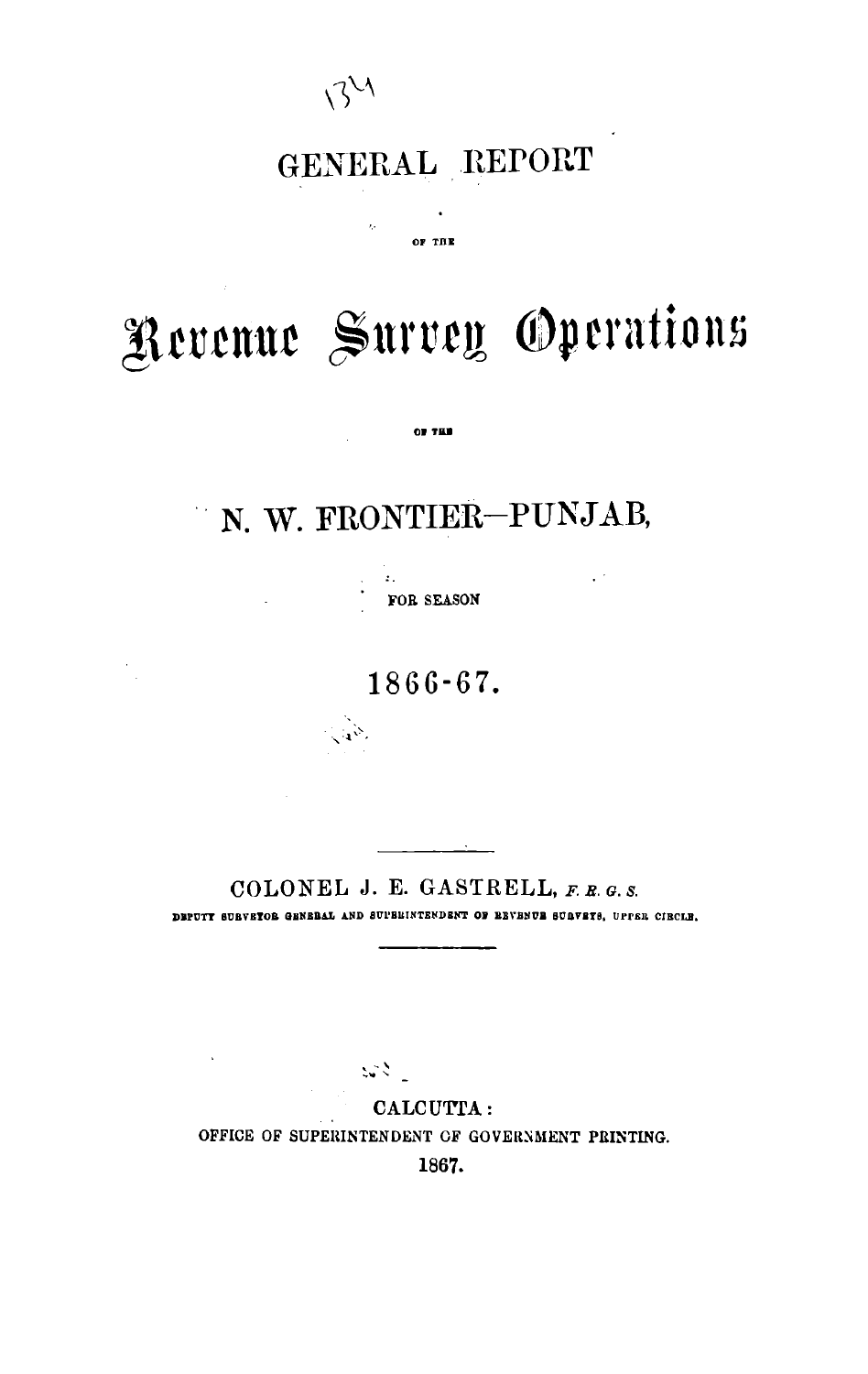# GENERAL REPORT

OF THE

# Revenue Survey Operations

OF THE

# N. W. FRONTIER—PUNJAB,

FOR SEASON

## 1866-67.

---

COLONEL J. E. GASTRELL, *F. R. G. S.*

DEPUTY SURVEYOR GENERAL AND SUPERINTENDENT OF REVENUE SURVEYS, UPPER CIRCLE.

---

CALCUTTA:

OFFICE OF SUPERINTENDENT OF GOVERNMENT PRINTING.

1867.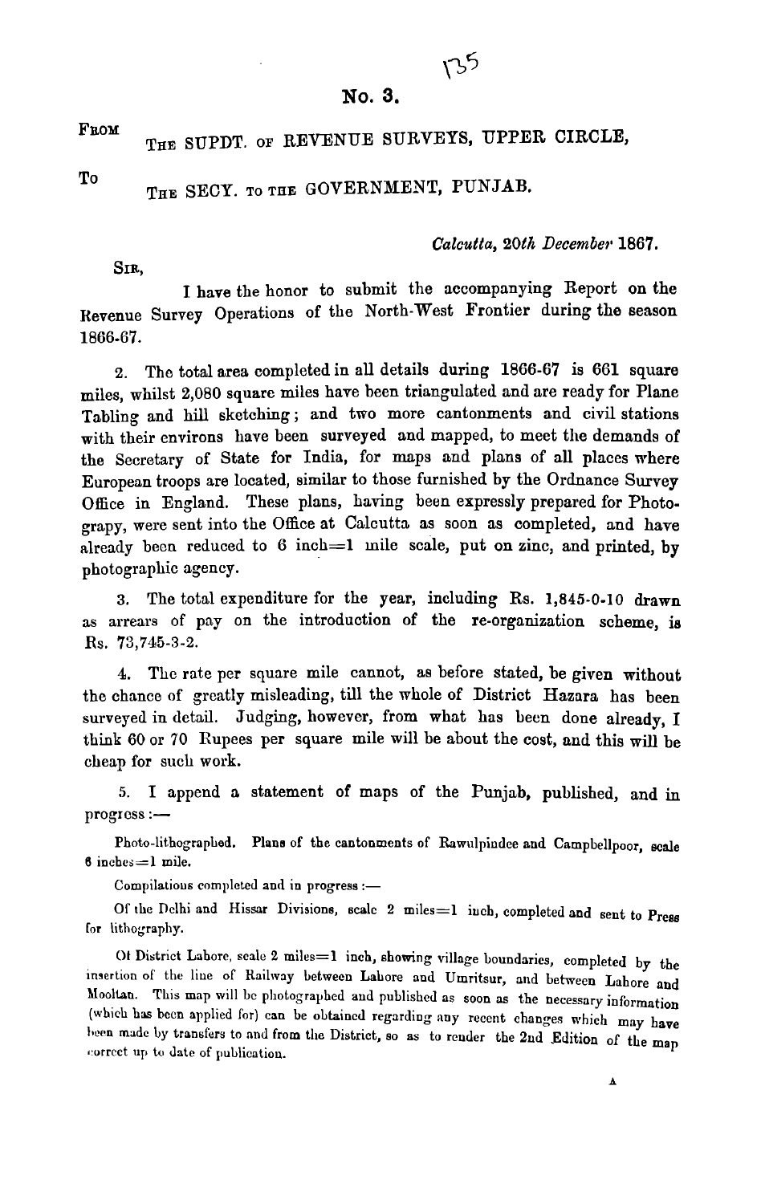## No. 3.

FROM THE SUPDT. OF REVENUE SURVEYS, UPPER CIRCLE,

To THE SECY. TO THE GOVERNMENT, PUNJAB.

*Calcutta, 20th December* 1867.

SIR,

I have the honor to submit the accompanying Report on the Revenue Survey Operations of the North-West Frontier during the season 1866-67.

2. The total area completed in all details during 1866-67 is 661 square miles, whilst 2,080 square miles have been triangulated and are ready for Plane Tabling and hill sketching; and two more cantonments and civil stations with their environs have been surveyed and mapped, to meet the demands of the Secretary of State for India, for maps and plans of all places where European troops are located, similar to those furnished by the Ordnance Survey Office in England. These plans, having been expressly prepared for Photograpy, were sent into the Office at Calcutta as soon as completed, and have already been reduced to 6 inch=1 mile scale, put on zinc, and printed, by photographic agency.

3. The total expenditure for the year, including Rs. 1,845-0-10 drawn as arrears of pay on the introduction of the re-organization scheme, is Rs. 73,745-3-2.

4. The rate per square mile cannot, as before stated, be given without the chance of greatly misleading, till the whole of District Hazara has been surveyed in detail. Judging, however, from what has been done already, I think 60 or 70 Rupees per square mile will be about the cost, and this will be cheap for such work.

5. I append a statement of maps of the Punjab, published, and in progress :—

Photo-lithographed. Plans of the cantonments of Rawulpindee and Campbellpoor, scale 6 inches=1 mile.

Compilations completed and in progress :—

Of the Delhi and Hissar Divisions, scale 2 miles=1 inch, completed and sent to Press for lithography.

Of District Lahore, scale 2 miles=1 inch, showing village boundaries, completed by the insertion of the line of Railway between Lahore and Umritsur, and between Lahore and Mooltan. This map will be photographed and published as soon as the necessary information (which has been applied for) can be obtained regarding any recent changes which may have been made by transfers to and from the District, so as to render the 2nd Edition of the map correct up to date of publication.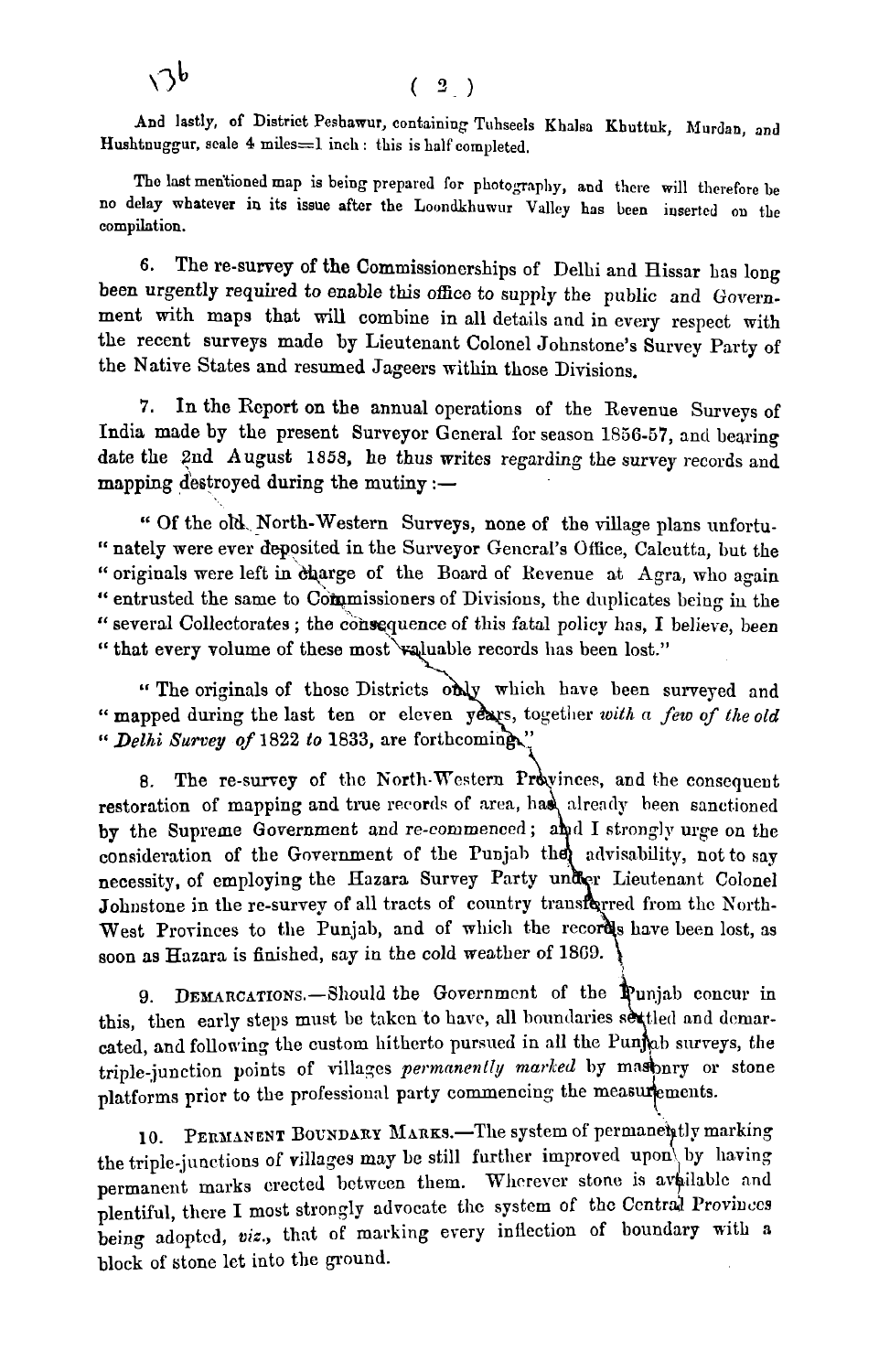And lastly, of District Peshawur, containing Tuhseels Khalsa Khuttuk, Murdan, and Hushtnuggur, scale 4 miles=1 inch: this is half completed.

The last mentioned map is being prepared for photography, and there will therefore be no delay whatever in its issue after the Loondkhuwur Valley has been inserted on the compilation.

6. The re-survey of the Commissionerships of Delhi and Hissar has long been urgently required to enable this office to supply the public and Government with maps that will combine in all details and in every respect with the recent surveys made by Lieutenant Colonel Johnstone's Survey Party of the Native States and resumed Jageers within those Divisions.

7. In the Report on the annual operations of the Revenue Surveys of India made by the present Surveyor General for season 1856-57, and bearing date the 2nd August 1858, he thus writes regarding the survey records and mapping destroyed during the mutiny:—

"Of the old North-Western Surveys, none of the village plans unfortunately were ever deposited in the Surveyor General's Office, Calcutta, but the originals were left in charge of the Board of Revenue at Agra, who again entrusted the same to Commissioners of Divisions, the duplicates being in the several Collectorates; the consequence of this fatal policy has, I believe, been that every volume of these most valuable records has been lost."

"The originals of those Districts only which have been surveyed and mapped during the last ten or eleven years, together *with a few of the old Delhi Survey of* 1822 *to* 1833, are forthcoming."

8. The re-survey of the North-Western Provinces, and the consequent restoration of mapping and true records of area, has already been sanctioned by the Supreme Government and re-commenced; and I strongly urge on the consideration of the Government of the Punjab the advisability, not to say necessity, of employing the Hazara Survey Party under Lieutenant Colonel Johnstone in the re-survey of all tracts of country transferred from the North-West Provinces to the Punjab, and of which the records have been lost, as soon as Hazara is finished, say in the cold weather of 1869.

9. DEMARCATIONS.—Should the Government of the Punjab concur in this, then early steps must be taken to have, all boundaries settled and demarcated, and following the custom hitherto pursued in all the Punjab surveys, the triple-junction points of villages *permanently marked* by masonry or stone platforms prior to the professional party commencing the measurements.

10. PERMANENT BOUNDARY MARKS.—The system of permanently marking the triple-junctions of villages may be still further improved upon by having permanent marks erected between them. Wherever stone is available and plentiful, there I most strongly advocate the system of the Central Provinces being adopted, *viz.*, that of marking every inflection of boundary with a block of stone let into the ground.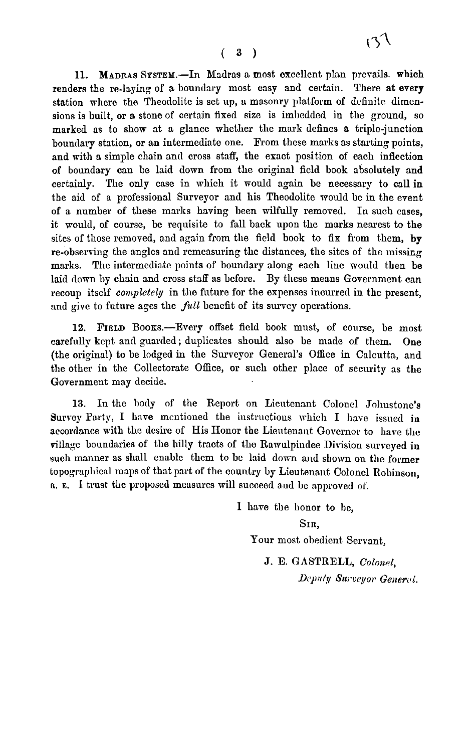11. **Madras System.**—In Madras a most excellent plan prevails. which renders the re-laying of a boundary most easy and certain. There at every station where the Theodolite is set up, a masonry platform of definite dimensions is built, or a stone of certain fixed size is imbedded in the ground, so marked as to show at a glance whether the mark defines a triple-junction boundary station, or an intermediate one. From these marks as starting points, and with a simple chain and cross staff, the exact position of each inflection of boundary can be laid down from the original field book absolutely and certainly. The only case in which it would again be necessary to call in the aid of a professional Surveyor and his Theodolite would be in the event of a number of these marks having been wilfully removed. In such cases, it would, of course, be requisite to fall back upon the marks nearest to the sites of those removed, and again from the field book to fix from them, by re-observing the angles and remeasuring the distances, the sites of the missing marks. The intermediate points of boundary along each line would then be laid down by chain and cross staff as before. By these means Government can recoup itself *completely* in the future for the expenses incurred in the present, and give to future ages the *full* benefit of its survey operations.

12. **Field Books.**—Every offset field book must, of course, be most carefully kept and guarded; duplicates should also be made of them. One (the original) to be lodged in the Surveyor General's Office in Calcutta, and the other in the Collectorate Office, or such other place of security as the Government may decide.

13. In the body of the Report on Lieutenant Colonel Johnstone's Survey Party, I have mentioned the instructions which I have issued in accordance with the desire of His Honor the Lieutenant Governor to have the village boundaries of the hilly tracts of the Rawulpindee Division surveyed in such manner as shall enable them to be laid down and shown on the former topographical maps of that part of the country by Lieutenant Colonel Robinson, R. E. I trust the proposed measures will succeed and be approved of.

I have the honor to be,

Sir,

Your most obedient Servant,

J. E. GASTRELL, *Colonel,*

*Deputy Surveyor General.*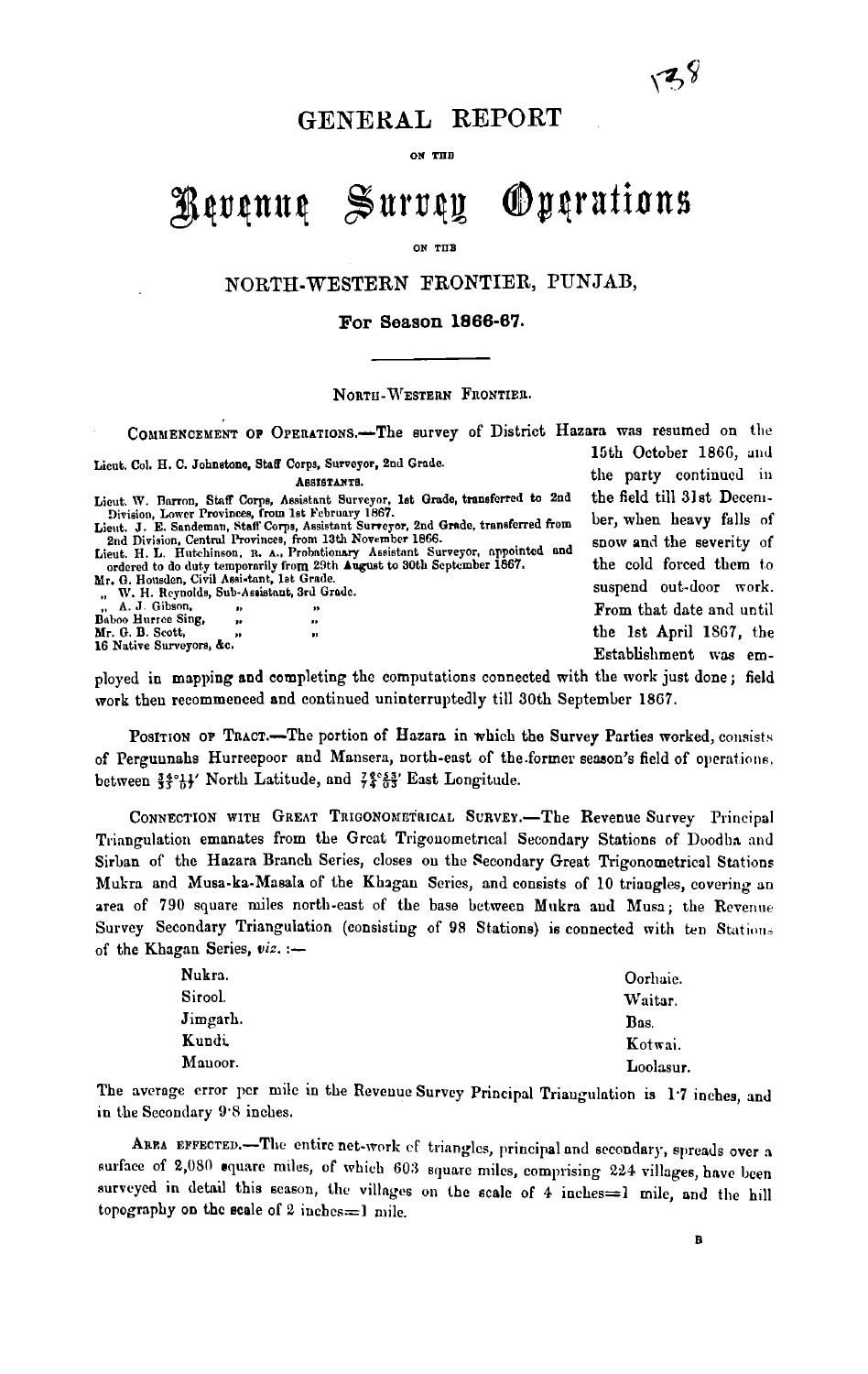# GENERAL REPORT

ON THE

# Revenue Survey Operations

ON THE

## NORTH-WESTERN FRONTIER, PUNJAB,

### For Season 1866-67.

---

NORTH-WESTERN FRONTIER.

Lieut. Col. H. C. Johnstone, Staff Corps, Surveyor, 2nd Grade.

ASSISTANTS.

Lieut. W. Barron, Staff Corps, Assistant Surveyor, 1st Grade, transferred to 2nd Division, Lower Provinces, from 1st February 1867.
Lieut. J. E. Sandeman, Staff Corps, Assistant Surveyor, 2nd Grade, transferred from 2nd Division, Central Provinces, from 13th November 1866.
Lieut. H. L. Hutchinson, R. A., Probationary Assistant Surveyor, appointed and ordered to do duty temporarily from 29th August to 30th September 1867.
Mr. G. Housden, Civil Assistant, 1st Grade.
,, W. H. Reynolds, Sub-Assistant, 3rd Grade.
,, A. J. Gibson, ,, ,,
Baboo Hurree Sing, ,, ,,
Mr. G. B. Scott, ,, ,,
16 Native Surveyors, &c.

COMMENCEMENT OF OPERATIONS.—The survey of District Hazara was resumed on the 15th October 1866, and the party continued in the field till 31st December, when heavy falls of snow and the severity of the cold forced them to suspend out-door work. From that date and until the 1st April 1867, the Establishment was employed in mapping and completing the computations connected with the work just done; field work then recommenced and continued uninterruptedly till 30th September 1867.

POSITION OF TRACT.—The portion of Hazara in which the Survey Parties worked, consists of Pergunnahs Hurreepoor and Mansera, north-east of the former season's field of operations, between $\frac{34}{35}°\frac{11}{07}'$ North Latitude, and $\frac{73}{74}°\frac{53}{03}'$ East Longitude.

CONNECTION WITH GREAT TRIGONOMETRICAL SURVEY.—The Revenue Survey Principal Triangulation emanates from the Great Trigonometrical Secondary Stations of Doodha and Sirban of the Hazara Branch Series, closes on the Secondary Great Trigonometrical Stations Mukra and Musa-ka-Masala of the Khagan Series, and consists of 10 triangles, covering an area of 790 square miles north-east of the base between Mukra and Musa; the Revenue Survey Secondary Triangulation (consisting of 98 Stations) is connected with ten Stations of the Khagan Series, *viz.* :—

| | |
|---|---|
| Nukra. | Oorhaie. |
| Sirool. | Waitar. |
| Jimgarh. | Bas. |
| Kundi. | Kotwai. |
| Manoor. | Loolasur. |

The average error per mile in the Revenue Survey Principal Triangulation is 1·7 inches, and in the Secondary 9·8 inches.

AREA EFFECTED.—The entire net-work of triangles, principal and secondary, spreads over a surface of 2,080 square miles, of which 603 square miles, comprising 224 villages, have been surveyed in detail this season, the villages on the scale of 4 inches=1 mile, and the hill topography on the scale of 2 inches=1 mile.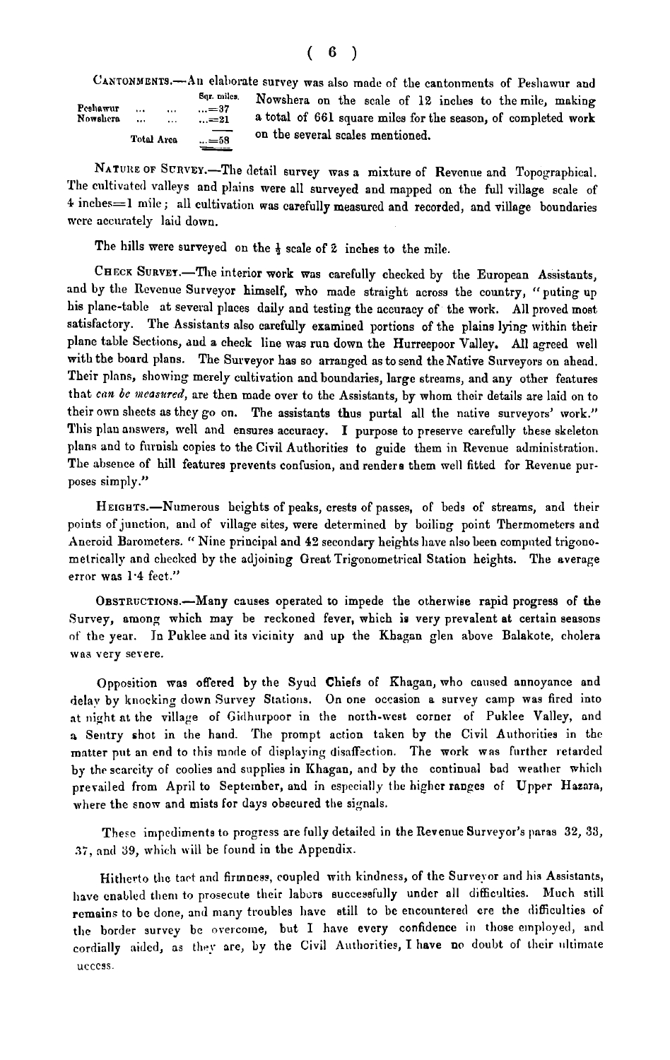CANTONMENTS.—An elaborate survey was also made of the cantonments of Peshawur and Nowshera on the scale of 12 inches to the mile, making a total of 661 square miles for the season, of completed work on the several scales mentioned.

| | Sqr. miles. |
|---|---|
| Peshawur ... ... | ...=37 |
| Nowshera ... ... | ...=21 |
| Total Area | ...=58 |

NATURE OF SURVEY.—The detail survey was a mixture of Revenue and Topographical. The cultivated valleys and plains were all surveyed and mapped on the full village scale of 4 inches=1 mile; all cultivation was carefully measured and recorded, and village boundaries were accurately laid down.

The hills were surveyed on the ½ scale of 2 inches to the mile.

CHECK SURVEY.—The interior work was carefully checked by the European Assistants, and by the Revenue Surveyor himself, who made straight across the country, "puting up his plane-table at several places daily and testing the accuracy of the work. All proved most satisfactory. The Assistants also carefully examined portions of the plains lying within their plane table Sections, and a check line was run down the Hurreepoor Valley. All agreed well with the board plans. The Surveyor has so arranged as to send the Native Surveyors on ahead. Their plans, showing merely cultivation and boundaries, large streams, and any other features that *can be measured*, are then made over to the Assistants, by whom their details are laid on to their own sheets as they go on. The assistants thus purtal all the native surveyors' work." This plan answers, well and ensures accuracy. I purpose to preserve carefully these skeleton plans and to furnish copies to the Civil Authorities to guide them in Revenue administration. The absence of hill features prevents confusion, and renders them well fitted for Revenue purposes simply."

HEIGHTS.—Numerous heights of peaks, crests of passes, of beds of streams, and their points of junction, and of village sites, were determined by boiling point Thermometers and Aneroid Barometers. "Nine principal and 42 secondary heights have also been computed trigonometrically and checked by the adjoining Great Trigonometrical Station heights. The average error was 1·4 feet."

OBSTRUCTIONS.—Many causes operated to impede the otherwise rapid progress of the Survey, among which may be reckoned fever, which is very prevalent at certain seasons of the year. In Puklee and its vicinity and up the Khagan glen above Balakote, cholera was very severe.

Opposition was offered by the Syud Chiefs of Khagan, who caused annoyance and delay by knocking down Survey Stations. On one occasion a survey camp was fired into at night at the village of Gidhurpoor in the north-west corner of Puklee Valley, and a Sentry shot in the hand. The prompt action taken by the Civil Authorities in the matter put an end to this mode of displaying disaffection. The work was further retarded by the scarcity of coolies and supplies in Khagan, and by the continual bad weather which prevailed from April to September, and in especially the higher ranges of Upper Hazara, where the snow and mists for days obscured the signals.

These impediments to progress are fully detailed in the Revenue Surveyor's paras 32, 33, 37, and 39, which will be found in the Appendix.

Hitherto the tact and firmness, coupled with kindness, of the Surveyor and his Assistants, have enabled them to prosecute their labors successfully under all difficulties. Much still remains to be done, and many troubles have still to be encountered ere the difficulties of the border survey be overcome, but I have every confidence in those employed, and cordially aided, as they are, by the Civil Authorities, I have no doubt of their ultimate uccess.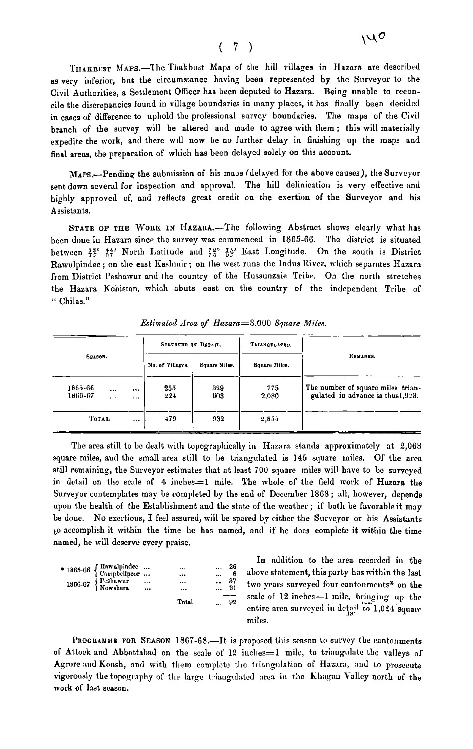THAKBUST MAPS.—The Thakbust Maps of the hill villages in Hazara are described as very inferior, but the circumstance having been represented by the Surveyor to the Civil Authorities, a Settlement Officer has been deputed to Hazara. Being unable to reconcile the discrepancies found in village boundaries in many places, it has finally been decided in cases of difference to uphold the professional survey boundaries. The maps of the Civil branch of the survey will be altered and made to agree with them; this will materially expedite the work, and there will now be no further delay in finishing up the maps and final areas, the preparation of which has been delayed solely on this account.

MAPS.—Pending the submission of his maps (delayed for the above causes), the Surveyor sent down several for inspection and approval. The hill delineation is very effective and highly approved of, and reflects great credit on the exertion of the Surveyor and his Assistants.

STATE OF THE WORK IN HAZARA.—The following Abstract shows clearly what has been done in Hazara since the survey was commenced in 1865-66. The district is situated between $\frac{33°}{35}$ $\frac{44'}{07}$ North Latitude and $\frac{72°}{73}$ $\frac{35'}{57}$ East Longitude. On the south is District Rawulpindee; on the east Kashmir; on the west runs the Indus River, which separates Hazara from District Peshawur and the country of the Hussunzaie Tribe. On the north stretches the Hazara Kohistan, which abuts east on the country of the independent Tribe of "Chilas."

*Estimated Area of Hazara=3,000 Square Miles.*

| SEASON. | SURVEYED IN DETAIL. | | TRIANGULATED. | REMARKS. |
|---|---|---|---|---|
| | No. of Villages. | Square Miles. | Square Miles. | |
| 1865-66 ... ... | 255 | 329 | 775 | The number of square miles triangulated in advance is thus 1,923. |
| 1866-67 ... ... | 224 | 603 | 2,080 | |
| TOTAL ... | 479 | 932 | 2,855 | |

The area still to be dealt with topographically in Hazara stands approximately at 2,068 square miles, and the small area still to be triangulated is 145 square miles. Of the area still remaining, the Surveyor estimates that at least 700 square miles will have to be surveyed in detail on the scale of 4 inches=1 mile. The whole of the field work of Hazara the Surveyor contemplates may be completed by the end of December 1868; all, however, depends upon the health of the Establishment and the state of the weather; if both be favorable it may be done. No exertions, I feel assured, will be spared by either the Surveyor or his Assistants to accomplish it within the time he has named, and if he does complete it within the time named, he will deserve every praise.

In addition to the area recorded in the above statement, this party has within the last two years surveyed four cantonments* on the scale of 12 inches=1 mile, bringing up the entire area surveyed in detail to 1,024 square miles.

| | | | |
|---|---|---|---|
| * 1865-66 | Rawulpindee ... | ... | ... 26 |
| | Campbellpoor ... | ... | ... 8 |
| 1866-67 | Peshawur ... | ... | .. 37 |
| | Nowshera ... | ... | ... 21 |
| | | Total | ... 92 |

PROGRAMME FOR SEASON 1867-68.—It is proposed this season to survey the cantonments of Attock and Abbottabad on the scale of 12 inches=1 mile, to triangulate the valleys of Agrore and Konsh, and with them complete the triangulation of Hazara, and to prosecute vigorously the topography of the large triangulated area in the Khagan Valley north of the work of last season.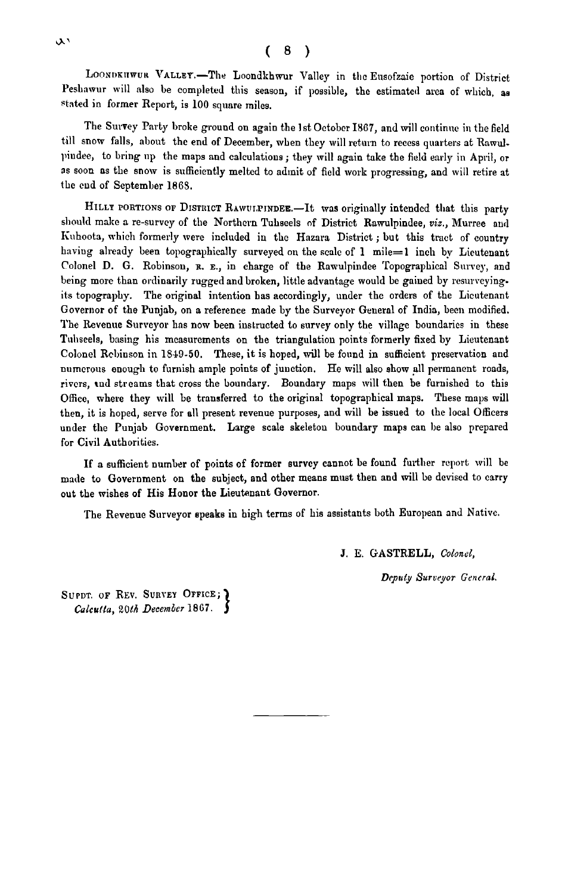**Loondkhwur Valley.**—The Loondkhwur Valley in the Eusofzaie portion of District Peshawur will also be completed this season, if possible, the estimated area of which, as stated in former Report, is 100 square miles.

The Survey Party broke ground on again the 1st October 1867, and will continue in the field till snow falls, about the end of December, when they will return to recess quarters at Rawulpindee, to bring up the maps and calculations; they will again take the field early in April, or as soon as the snow is sufficiently melted to admit of field work progressing, and will retire at the end of September 1868.

**Hilly portions of District Rawulpindee.**—It was originally intended that this party should make a re-survey of the Northern Tuhseels of District Rawulpindee, *viz.*, Murree and Kuhoota, which formerly were included in the Hazara District; but this tract of country having already been topographically surveyed on the scale of 1 mile=1 inch by Lieutenant Colonel D. G. Robinson, R. E., in charge of the Rawulpindee Topographical Survey, and being more than ordinarily rugged and broken, little advantage would be gained by resurveying its topography. The original intention has accordingly, under the orders of the Lieutenant Governor of the Punjab, on a reference made by the Surveyor General of India, been modified. The Revenue Surveyor has now been instructed to survey only the village boundaries in these Tuhseels, basing his measurements on the triangulation points formerly fixed by Lieutenant Colonel Robinson in 1849-50. These, it is hoped, will be found in sufficient preservation and numerous enough to furnish ample points of junction. He will also show all permanent roads, rivers, and streams that cross the boundary. Boundary maps will then be furnished to this Office, where they will be transferred to the original topographical maps. These maps will then, it is hoped, serve for all present revenue purposes, and will be issued to the local Officers under the Punjab Government. Large scale skeleton boundary maps can be also prepared for Civil Authorities.

If a sufficient number of points of former survey cannot be found further report will be made to Government on the subject, and other means must then and will be devised to carry out the wishes of His Honor the Lieutenant Governor.

The Revenue Surveyor speaks in high terms of his assistants both European and Native.

J. E. GASTRELL, *Colonel,*

*Deputy Surveyor General.*

Supdt. of Rev. Survey Office;
*Calcutta, 20th December* 1867.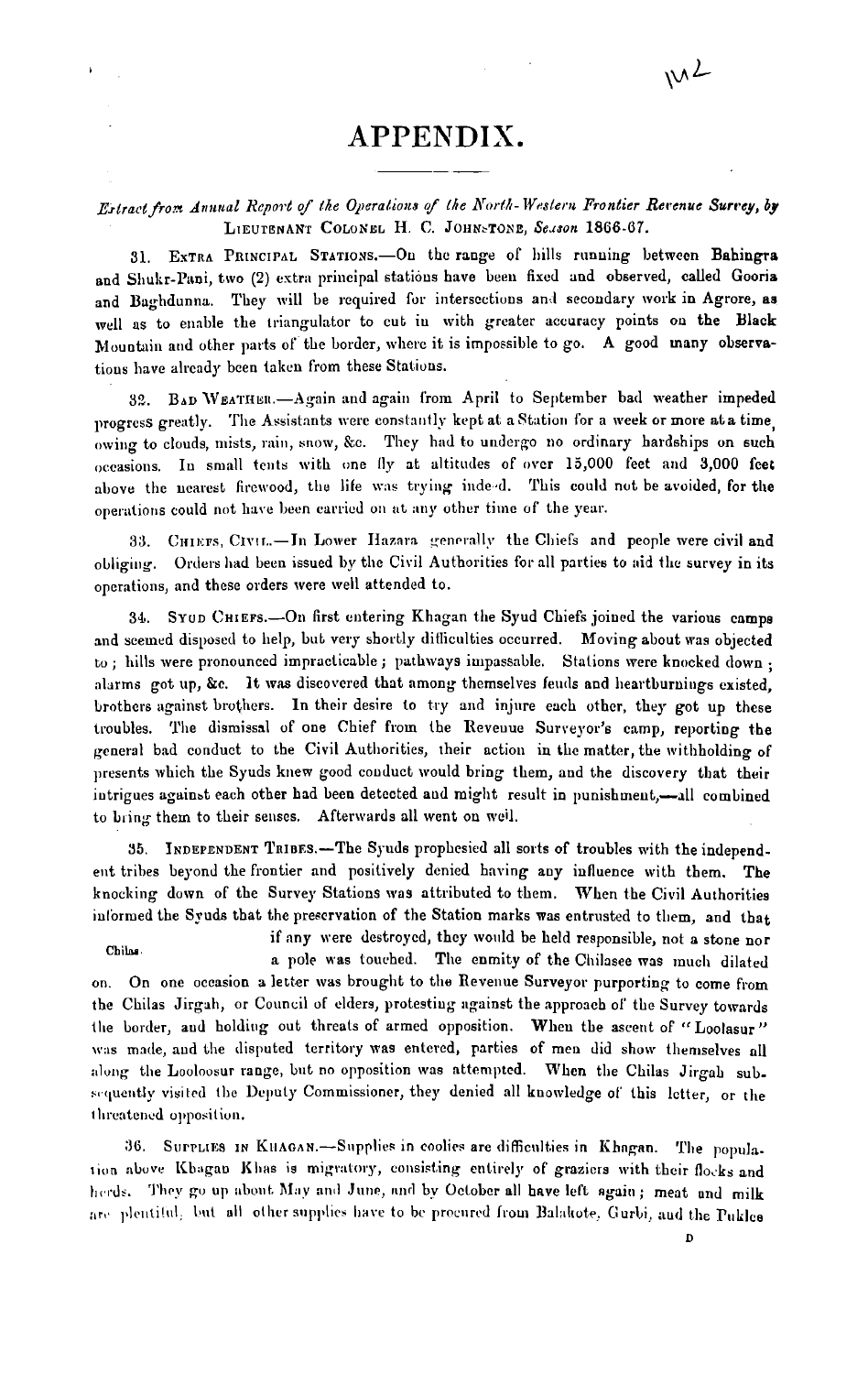# APPENDIX.

*Extract from Annual Report of the Operations of the North-Western Frontier Revenue Survey, by* LIEUTENANT COLONEL H. C. JOHNSTONE, *Season* 1866-67.

31. EXTRA PRINCIPAL STATIONS.—On the range of hills running between Bahingra and Shukr-Pani, two (2) extra principal stations have been fixed and observed, called Gooria and Baghdunna. They will be required for intersections and secondary work in Agrore, as well as to enable the triangulator to cut in with greater accuracy points on the Black Mountain and other parts of the border, where it is impossible to go. A good many observations have already been taken from these Stations.

32. BAD WEATHER.—Again and again from April to September bad weather impeded progress greatly. The Assistants were constantly kept at a Station for a week or more at a time, owing to clouds, mists, rain, snow, &c. They had to undergo no ordinary hardships on such occasions. In small tents with one fly at altitudes of over 15,000 feet and 3,000 feet above the nearest firewood, the life was trying indeed. This could not be avoided, for the operations could not have been carried on at any other time of the year.

33. CHIEFS, CIVIL.—In Lower Hazara generally the Chiefs and people were civil and obliging. Orders had been issued by the Civil Authorities for all parties to aid the survey in its operations, and these orders were well attended to.

34. SYUD CHIEFS.—On first entering Khagan the Syud Chiefs joined the various camps and seemed disposed to help, but very shortly difficulties occurred. Moving about was objected to; hills were pronounced impracticable; pathways impassable. Stations were knocked down; alarms got up, &c. It was discovered that among themselves feuds and heartburnings existed, brothers against brothers. In their desire to try and injure each other, they got up these troubles. The dismissal of one Chief from the Revenue Surveyor's camp, reporting the general bad conduct to the Civil Authorities, their action in the matter, the withholding of presents which the Syuds knew good conduct would bring them, and the discovery that their intrigues against each other had been detected and might result in punishment,—all combined to bring them to their senses. Afterwards all went on well.

35. INDEPENDENT TRIBES.—The Syuds prophesied all sorts of troubles with the independent tribes beyond the frontier and positively denied having any influence with them. The knocking down of the Survey Stations was attributed to them. When the Civil Authorities informed the Syuds that the preservation of the Station marks was entrusted to them, and that if any were destroyed, they would be held responsible, not a stone nor a pole was touched. The enmity of the Chilasee was much dilated on. On one occasion a letter was brought to the Revenue Surveyor purporting to come from the Chilas Jirgah, or Council of elders, protesting against the approach of the Survey towards the border, and holding out threats of armed opposition. When the ascent of "Loolasur" was made, and the disputed territory was entered, parties of men did show themselves all along the Looloosur range, but no opposition was attempted. When the Chilas Jirgah subsequently visited the Deputy Commissioner, they denied all knowledge of this letter, or the threatened opposition.

*Chilas.*

36. SUPPLIES IN KHAGAN.—Supplies in coolies are difficulties in Khagan. The population above Khagan Khas is migratory, consisting entirely of graziers with their flocks and herds. They go up about May and June, and by October all have left again; meat and milk are plentiful, but all other supplies have to be procured from Balakote, Gurhi, and the Puklee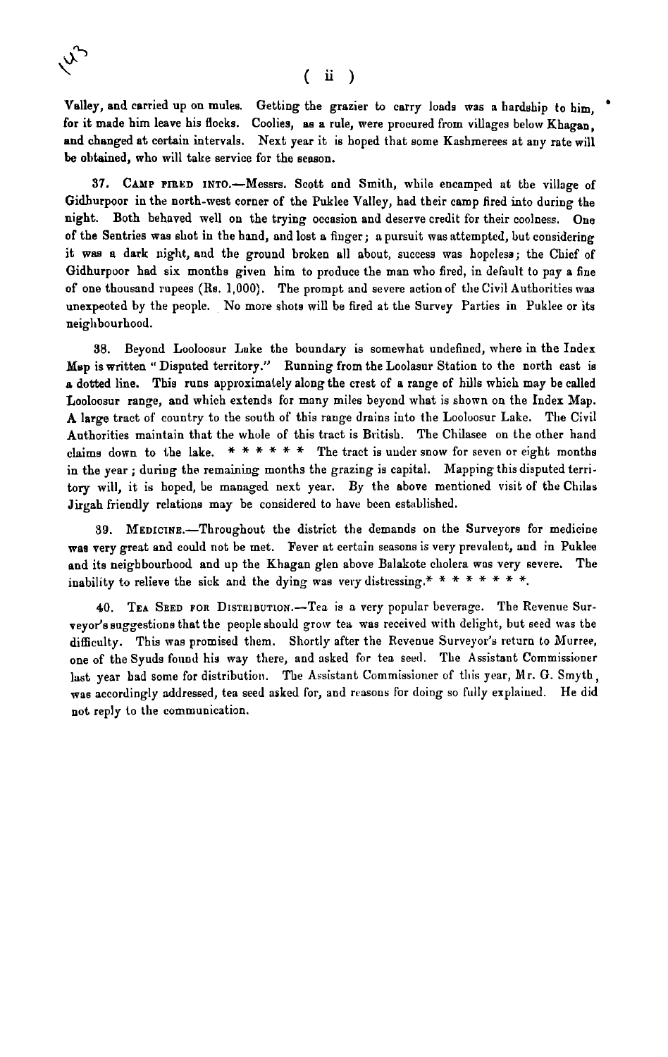Valley, and carried up on mules. Getting the grazier to carry loads was a hardship to him, for it made him leave his flocks. Coolies, as a rule, were procured from villages below Khagan, and changed at certain intervals. Next year it is hoped that some Kashmerees at any rate will be obtained, who will take service for the season.

37. CAMP FIRED INTO.—Messrs. Scott and Smith, while encamped at the village of Gidhurpoor in the north-west corner of the Puklee Valley, had their camp fired into during the night. Both behaved well on the trying occasion and deserve credit for their coolness. One of the Sentries was shot in the hand, and lost a finger; a pursuit was attempted, but considering it was a dark night, and the ground broken all about, success was hopeless; the Chief of Gidhurpoor had six months given him to produce the man who fired, in default to pay a fine of one thousand rupees (Rs. 1,000). The prompt and severe action of the Civil Authorities was unexpected by the people. No more shots will be fired at the Survey Parties in Puklee or its neighbourhood.

38. Beyond Looloosur Lake the boundary is somewhat undefined, where in the Index Map is written "Disputed territory." Running from the Loolasur Station to the north east is a dotted line. This runs approximately along the crest of a range of hills which may be called Looloosur range, and which extends for many miles beyond what is shown on the Index Map. A large tract of country to the south of this range drains into the Looloosur Lake. The Civil Authorities maintain that the whole of this tract is British. The Chilasee on the other hand claims down to the lake. * * * * * * The tract is under snow for seven or eight months in the year; during the remaining months the grazing is capital. Mapping this disputed territory will, it is hoped, be managed next year. By the above mentioned visit of the Chilas Jirgah friendly relations may be considered to have been established.

39. MEDICINE.—Throughout the district the demands on the Surveyors for medicine was very great and could not be met. Fever at certain seasons is very prevalent, and in Puklee and its neighbourhood and up the Khagan glen above Balakote cholera was very severe. The inability to relieve the sick and the dying was very distressing.* * * * * * * *.

40. TEA SEED FOR DISTRIBUTION.—Tea is a very popular beverage. The Revenue Surveyor's suggestions that the people should grow tea was received with delight, but seed was the difficulty. This was promised them. Shortly after the Revenue Surveyor's return to Murree, one of the Syuds found his way there, and asked for tea seed. The Assistant Commissioner last year had some for distribution. The Assistant Commissioner of this year, Mr. G. Smyth, was accordingly addressed, tea seed asked for, and reasons for doing so fully explained. He did not reply to the communication.